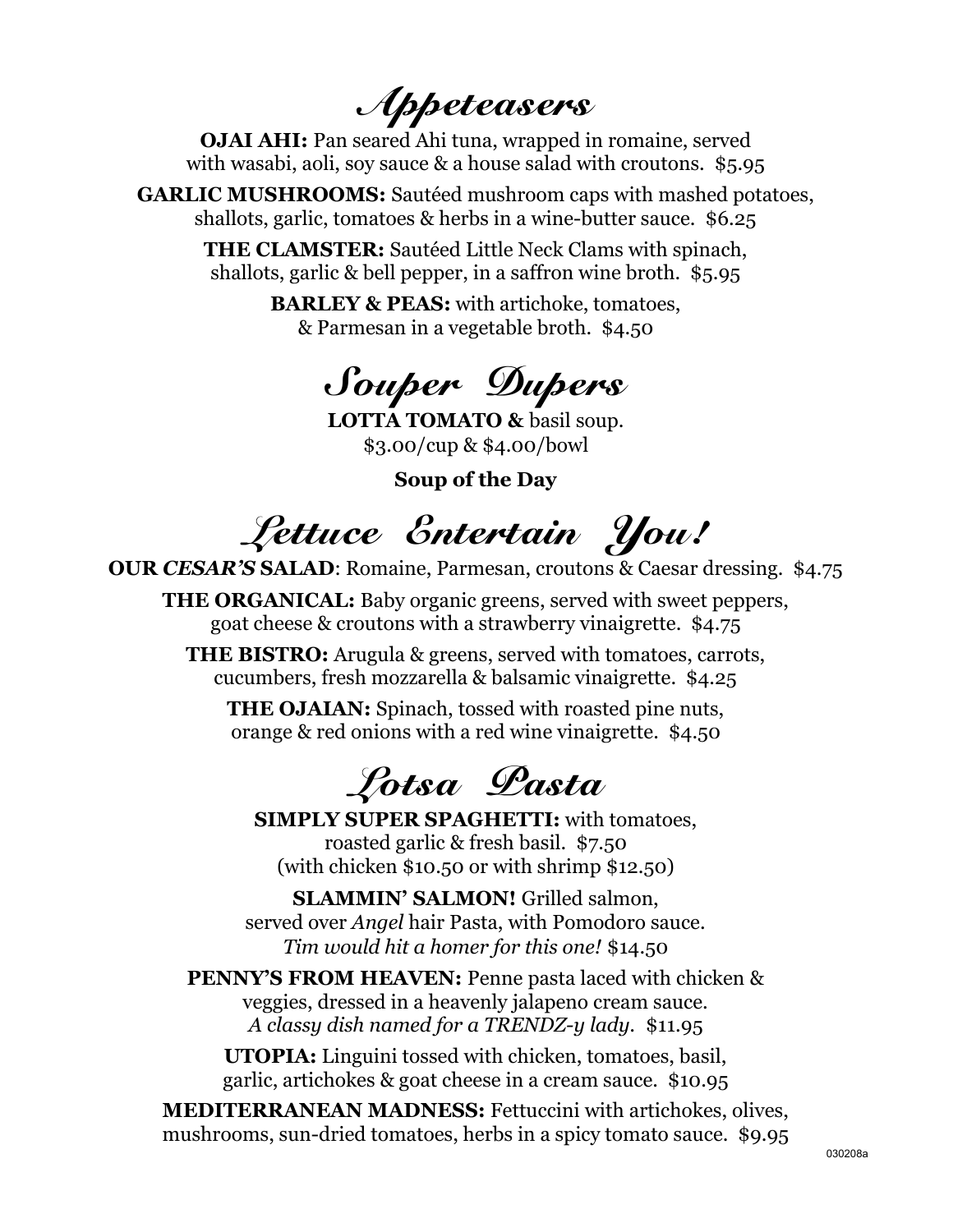# Appeteasers

**OJAI AHI:** Pan seared Ahi tuna, wrapped in romaine, served with wasabi, aoli, soy sauce & a house salad with croutons. $5.95

**GARLIC MUSHROOMS:** Sautéed mushroom caps with mashed potatoes, shallots, garlic, tomatoes & herbs in a wine-butter sauce. $6.25

**THE CLAMSTER:** Sautéed Little Neck Clams with spinach, shallots, garlic & bell pepper, in a saffron wine broth. $5.95

**BARLEY & PEAS:** with artichoke, tomatoes, & Parmesan in a vegetable broth. $4.50

# Souper Dupers

**LOTTA TOMATO &** basil soup.
$3.00/cup & $4.00/bowl

**Soup of the Day**

# Lettuce Entertain You!

**OUR *CESAR'S* SALAD**: Romaine, Parmesan, croutons & Caesar dressing. $4.75

**THE ORGANICAL:** Baby organic greens, served with sweet peppers, goat cheese & croutons with a strawberry vinaigrette. $4.75

**THE BISTRO:** Arugula & greens, served with tomatoes, carrots, cucumbers, fresh mozzarella & balsamic vinaigrette. $4.25

**THE OJAIAN:** Spinach, tossed with roasted pine nuts, orange & red onions with a red wine vinaigrette. $4.50

# Lotsa Pasta

**SIMPLY SUPER SPAGHETTI:** with tomatoes, roasted garlic & fresh basil. $7.50
(with chicken $10.50 or with shrimp $12.50)

**SLAMMIN' SALMON!** Grilled salmon, served over *Angel* hair Pasta, with Pomodoro sauce.
*Tim would hit a homer for this one!* $14.50

**PENNY'S FROM HEAVEN:** Penne pasta laced with chicken & veggies, dressed in a heavenly jalapeno cream sauce.
*A classy dish named for a TRENDZ-y lady.* $11.95

**UTOPIA:** Linguini tossed with chicken, tomatoes, basil, garlic, artichokes & goat cheese in a cream sauce. $10.95

**MEDITERRANEAN MADNESS:** Fettuccini with artichokes, olives, mushrooms, sun-dried tomatoes, herbs in a spicy tomato sauce. $9.95

030208a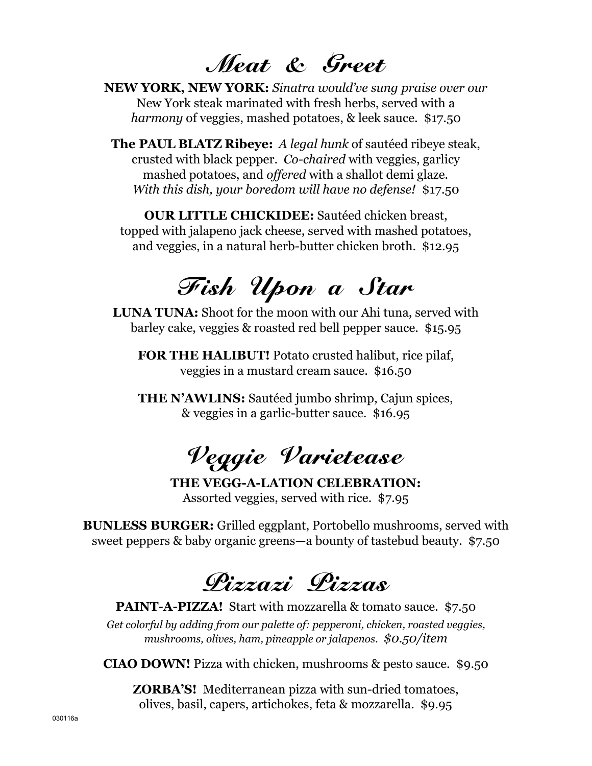# *Meat & Greet*

**NEW YORK, NEW YORK:** *Sinatra would've sung praise over our* New York steak marinated with fresh herbs, served with a *harmony* of veggies, mashed potatoes, & leek sauce. $17.50

**The PAUL BLATZ Ribeye:** *A legal hunk* of sautéed ribeye steak, crusted with black pepper. *Co-chaired* with veggies, garlicy mashed potatoes, and *offered* with a shallot demi glaze. *With this dish, your boredom will have no defense!* $17.50

**OUR LITTLE CHICKIDEE:** Sautéed chicken breast, topped with jalapeno jack cheese, served with mashed potatoes, and veggies, in a natural herb-butter chicken broth. $12.95

# *Fish Upon a Star*

**LUNA TUNA:** Shoot for the moon with our Ahi tuna, served with barley cake, veggies & roasted red bell pepper sauce. $15.95

**FOR THE HALIBUT!** Potato crusted halibut, rice pilaf, veggies in a mustard cream sauce. $16.50

**THE N'AWLINS:** Sautéed jumbo shrimp, Cajun spices, & veggies in a garlic-butter sauce. $16.95

# *Veggie Varietease*

**THE VEGG-A-LATION CELEBRATION:**
Assorted veggies, served with rice. $7.95

**BUNLESS BURGER:** Grilled eggplant, Portobello mushrooms, served with sweet peppers & baby organic greens—a bounty of tastebud beauty. $7.50

# *Pizzazi Pizzas*

**PAINT-A-PIZZA!** Start with mozzarella & tomato sauce. $7.50

*Get colorful by adding from our palette of: pepperoni, chicken, roasted veggies, mushrooms, olives, ham, pineapple or jalapenos. $0.50/item*

**CIAO DOWN!** Pizza with chicken, mushrooms & pesto sauce. $9.50

**ZORBA'S!** Mediterranean pizza with sun-dried tomatoes, olives, basil, capers, artichokes, feta & mozzarella. $9.95

030116a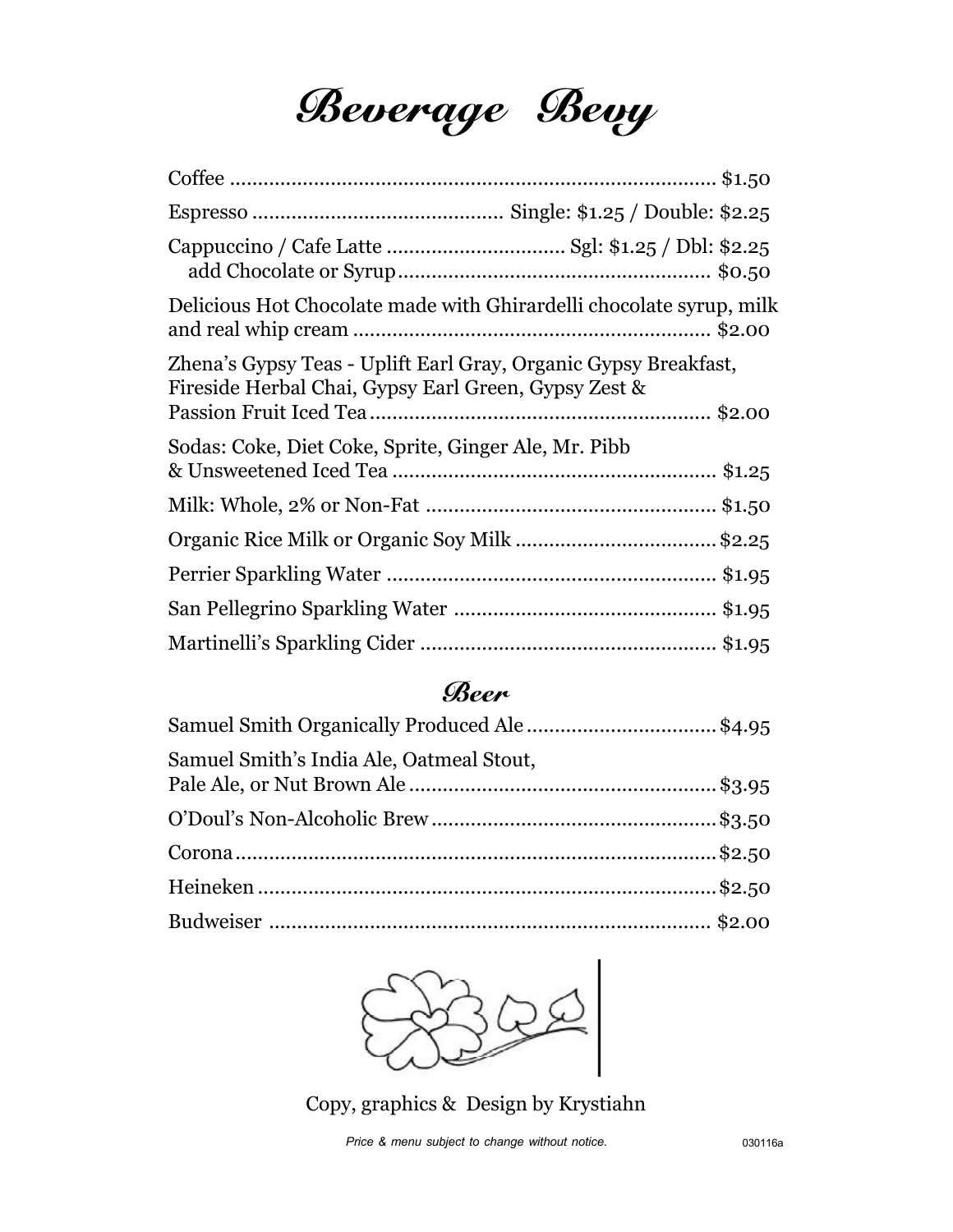# Beverage Bevy

| | |
|---|---|
| Coffee | $1.50 |
| Espresso | Single: $1.25 / Double: $2.25 |
| Cappuccino / Cafe Latte | Sgl: $1.25 / Dbl: $2.25 |
| add Chocolate or Syrup | $0.50 |
| Delicious Hot Chocolate made with Ghirardelli chocolate syrup, milk and real whip cream | $2.00 |
| Zhena's Gypsy Teas - Uplift Earl Gray, Organic Gypsy Breakfast, Fireside Herbal Chai, Gypsy Earl Green, Gypsy Zest & Passion Fruit Iced Tea | $2.00 |
| Sodas: Coke, Diet Coke, Sprite, Ginger Ale, Mr. Pibb & Unsweetened Iced Tea | $1.25 |
| Milk: Whole, 2% or Non-Fat | $1.50 |
| Organic Rice Milk or Organic Soy Milk | $2.25 |
| Perrier Sparkling Water | $1.95 |
| San Pellegrino Sparkling Water | $1.95 |
| Martinelli's Sparkling Cider | $1.95 |

## Beer

| | |
|---|---|
| Samuel Smith Organically Produced Ale | $4.95 |
| Samuel Smith's India Ale, Oatmeal Stout, Pale Ale, or Nut Brown Ale | $3.95 |
| O'Doul's Non-Alcoholic Brew | $3.50 |
| Corona | $2.50 |
| Heineken | $2.50 |
| Budweiser | $2.00 |

Copy, graphics & Design by Krystiahn

*Price & menu subject to change without notice.*

030116a